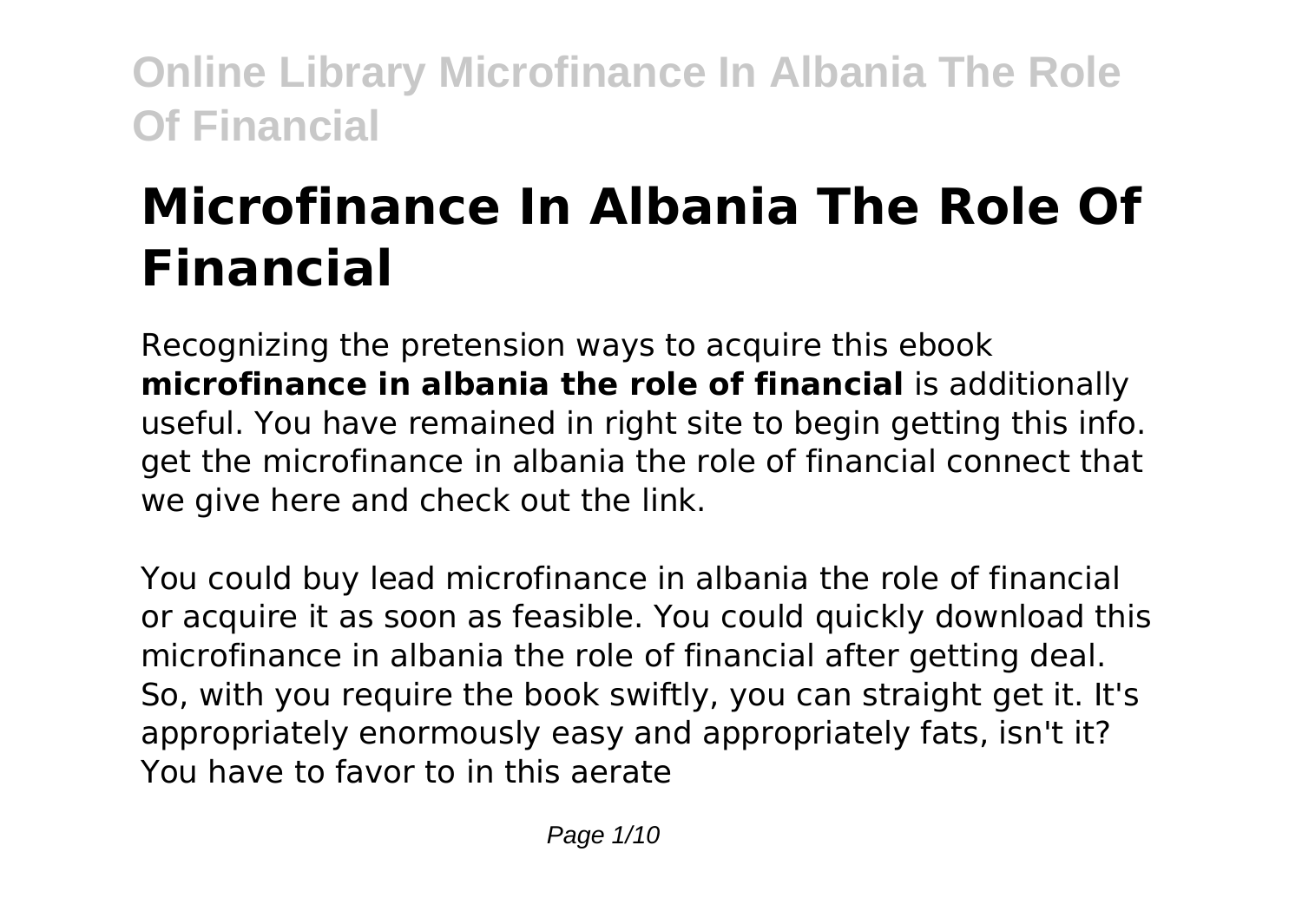# Microfinance In Albania The Role Of Financial

Recognizing the pretension ways to acquire this ebook **microfinance in albania the role of financial** is additionally useful. You have remained in right site to begin getting this info. get the microfinance in albania the role of financial connect that we give here and check out the link.

You could buy lead microfinance in albania the role of financial or acquire it as soon as feasible. You could quickly download this microfinance in albania the role of financial after getting deal. So, with you require the book swiftly, you can straight get it. It's appropriately enormously easy and appropriately fats, isn't it? You have to favor to in this aerate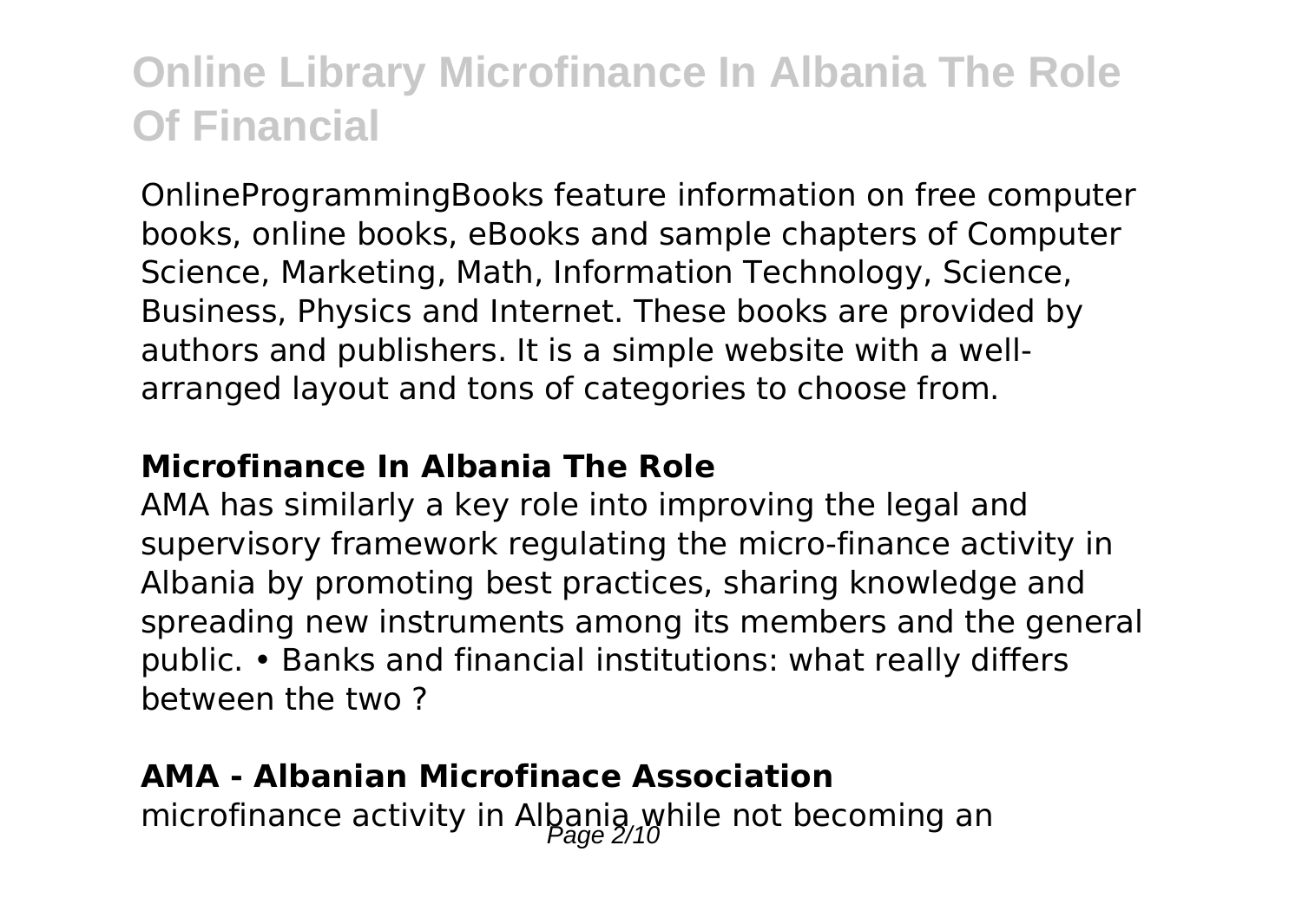OnlineProgrammingBooks feature information on free computer books, online books, eBooks and sample chapters of Computer Science, Marketing, Math, Information Technology, Science, Business, Physics and Internet. These books are provided by authors and publishers. It is a simple website with a well-arranged layout and tons of categories to choose from.

### Microfinance In Albania The Role

AMA has similarly a key role into improving the legal and supervisory framework regulating the micro-finance activity in Albania by promoting best practices, sharing knowledge and spreading new instruments among its members and the general public. • Banks and financial institutions: what really differs between the two ?

### AMA - Albanian Microfinace Association

microfinance activity in Albania while not becoming an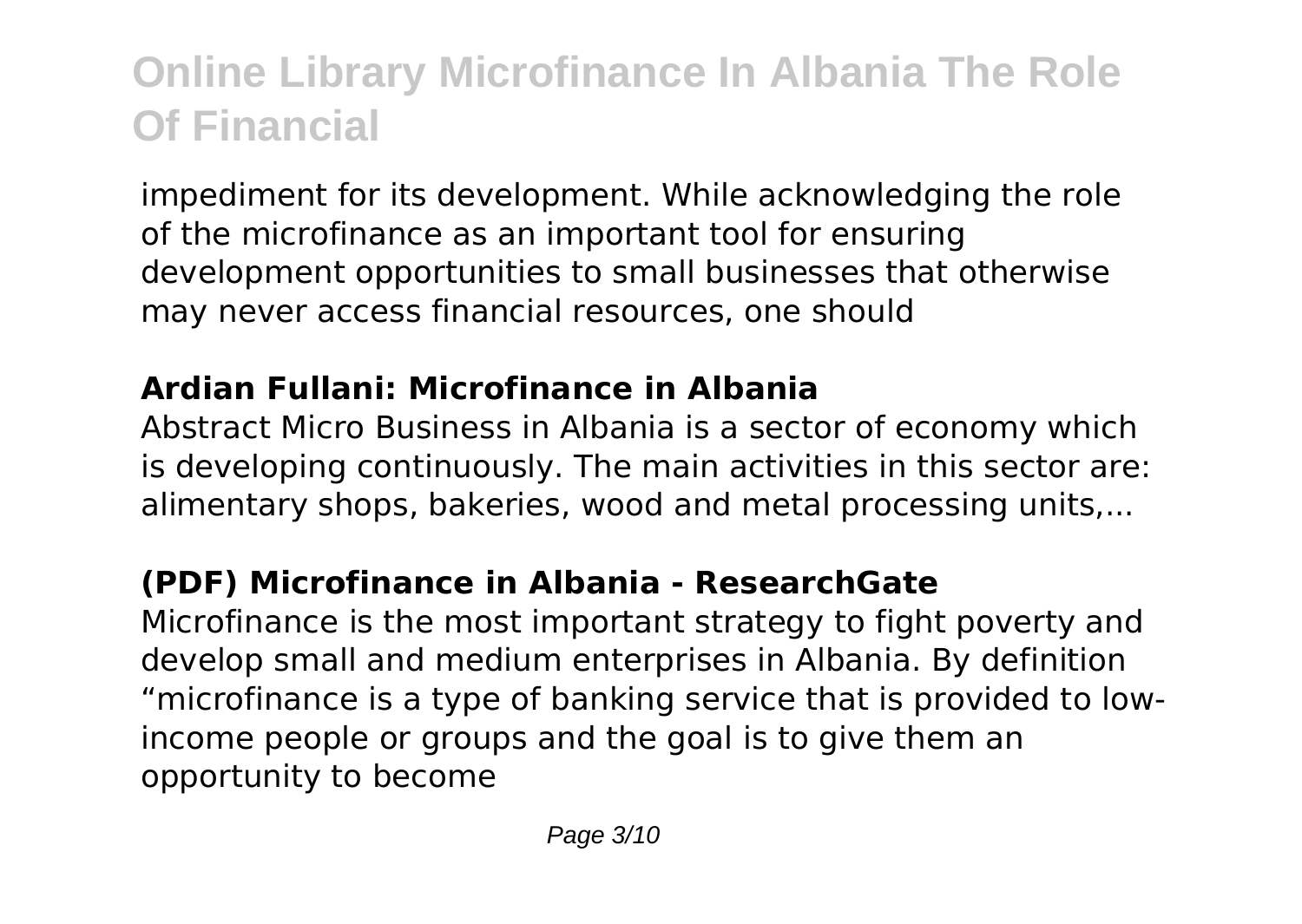impediment for its development. While acknowledging the role of the microfinance as an important tool for ensuring development opportunities to small businesses that otherwise may never access financial resources, one should

### Ardian Fullani: Microfinance in Albania

Abstract Micro Business in Albania is a sector of economy which is developing continuously. The main activities in this sector are: alimentary shops, bakeries, wood and metal processing units,...

### (PDF) Microfinance in Albania - ResearchGate

Microfinance is the most important strategy to fight poverty and develop small and medium enterprises in Albania. By definition "microfinance is a type of banking service that is provided to low-income people or groups and the goal is to give them an opportunity to become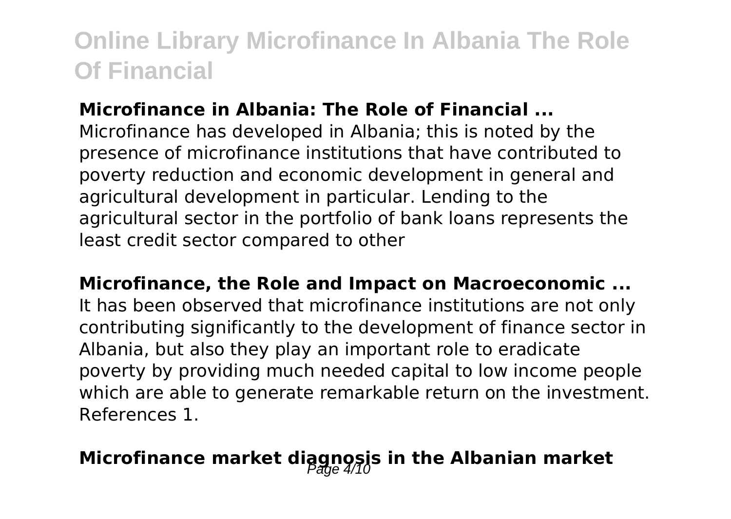**Microfinance in Albania: The Role of Financial ...**

Microfinance has developed in Albania; this is noted by the presence of microfinance institutions that have contributed to poverty reduction and economic development in general and agricultural development in particular. Lending to the agricultural sector in the portfolio of bank loans represents the least credit sector compared to other

**Microfinance, the Role and Impact on Macroeconomic ...**

It has been observed that microfinance institutions are not only contributing significantly to the development of finance sector in Albania, but also they play an important role to eradicate poverty by providing much needed capital to low income people which are able to generate remarkable return on the investment. References 1.

## Microfinance market diagnosis in the Albanian market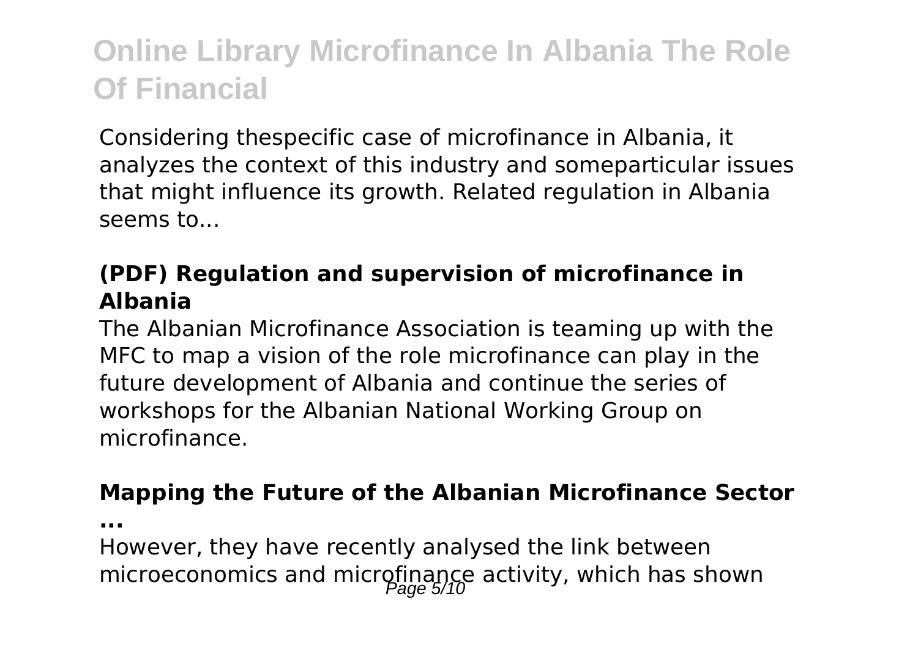Considering thespecific case of microfinance in Albania, it analyzes the context of this industry and someparticular issues that might influence its growth. Related regulation in Albania seems to...

### (PDF) Regulation and supervision of microfinance in Albania

The Albanian Microfinance Association is teaming up with the MFC to map a vision of the role microfinance can play in the future development of Albania and continue the series of workshops for the Albanian National Working Group on microfinance.

### Mapping the Future of the Albanian Microfinance Sector ...

However, they have recently analysed the link between microeconomics and microfinance activity, which has shown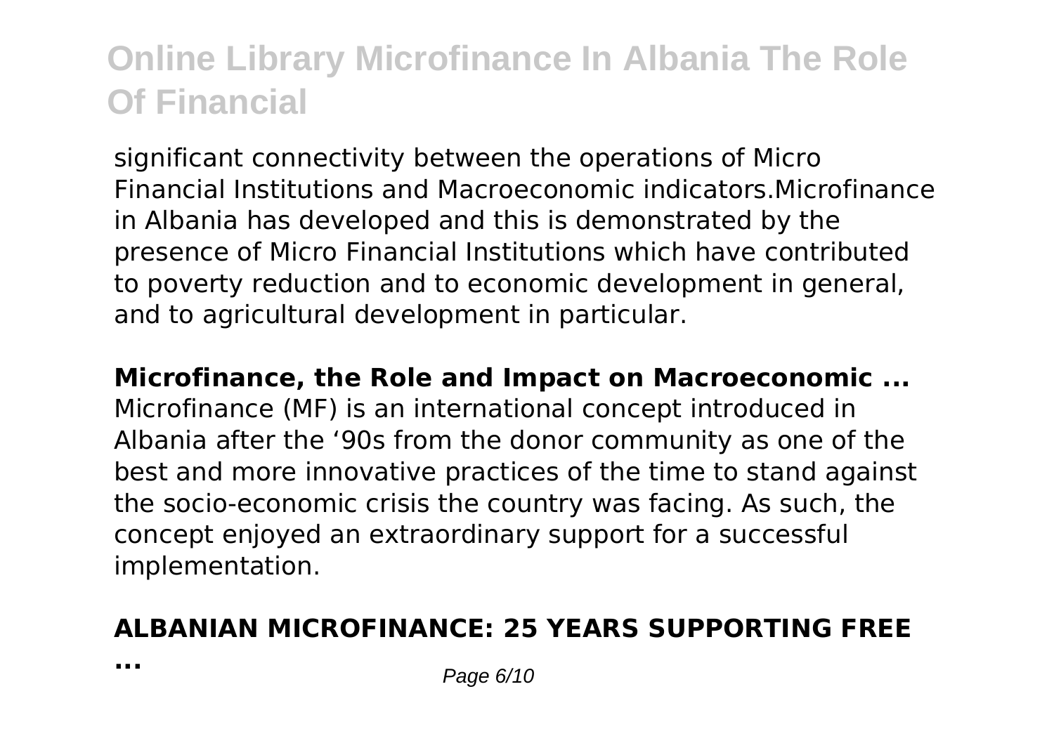significant connectivity between the operations of Micro Financial Institutions and Macroeconomic indicators.Microfinance in Albania has developed and this is demonstrated by the presence of Micro Financial Institutions which have contributed to poverty reduction and to economic development in general, and to agricultural development in particular.

**Microfinance, the Role and Impact on Macroeconomic ...**
Microfinance (MF) is an international concept introduced in Albania after the '90s from the donor community as one of the best and more innovative practices of the time to stand against the socio-economic crisis the country was facing. As such, the concept enjoyed an extraordinary support for a successful implementation.

**ALBANIAN MICROFINANCE: 25 YEARS SUPPORTING FREE ...**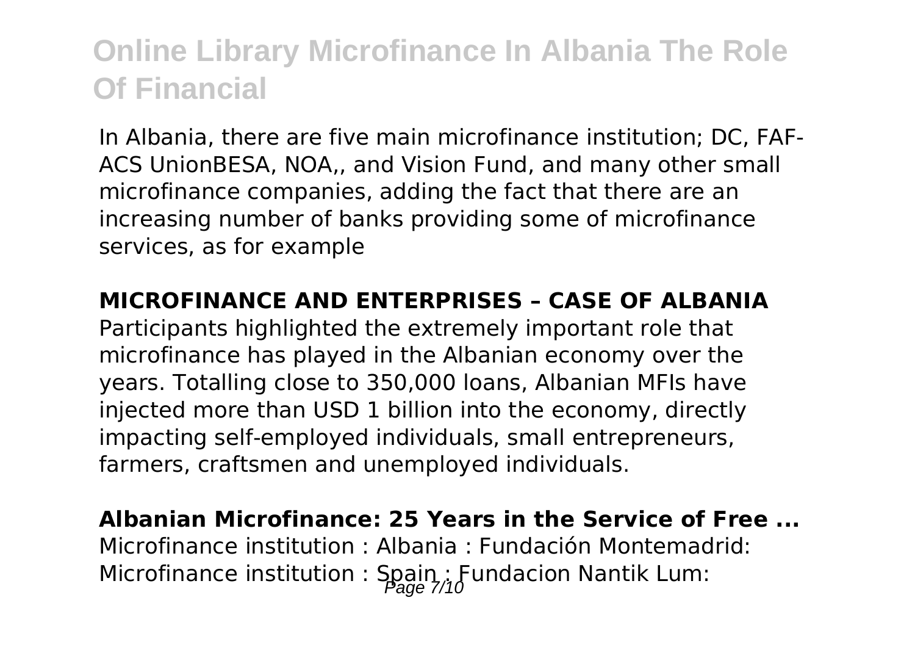In Albania, there are five main microfinance institution; DC, FAF-ACS UnionBESA, NOA,, and Vision Fund, and many other small microfinance companies, adding the fact that there are an increasing number of banks providing some of microfinance services, as for example

**MICROFINANCE AND ENTERPRISES – CASE OF ALBANIA**

Participants highlighted the extremely important role that microfinance has played in the Albanian economy over the years. Totalling close to 350,000 loans, Albanian MFIs have injected more than USD 1 billion into the economy, directly impacting self-employed individuals, small entrepreneurs, farmers, craftsmen and unemployed individuals.

**Albanian Microfinance: 25 Years in the Service of Free ...**

Microfinance institution : Albania : Fundación Montemadrid: Microfinance institution : Spain : Fundacion Nantik Lum: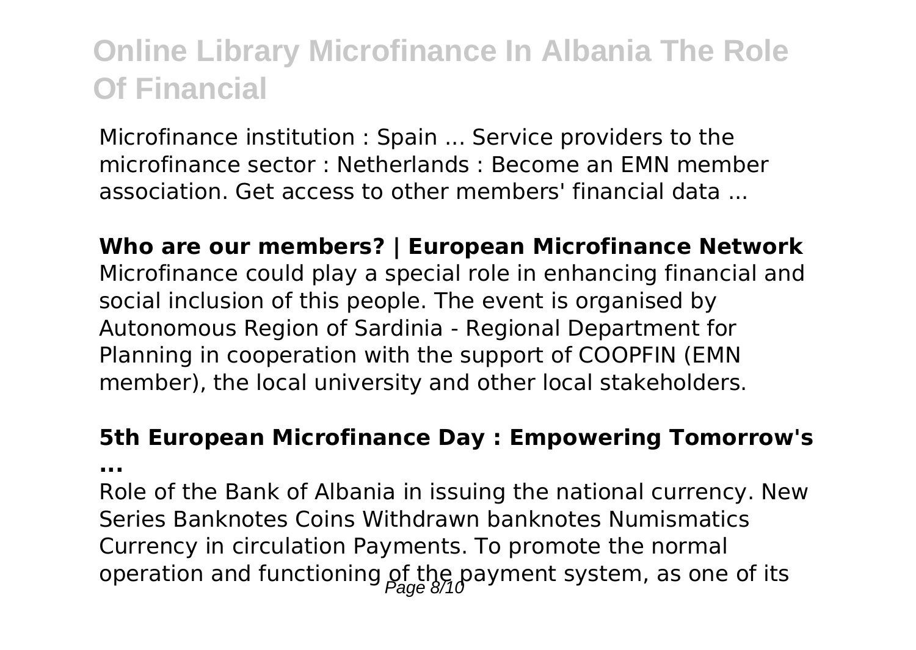Microfinance institution : Spain ... Service providers to the microfinance sector : Netherlands : Become an EMN member association. Get access to other members' financial data ...

**Who are our members? | European Microfinance Network**

Microfinance could play a special role in enhancing financial and social inclusion of this people. The event is organised by Autonomous Region of Sardinia - Regional Department for Planning in cooperation with the support of COOPFIN (EMN member), the local university and other local stakeholders.

**5th European Microfinance Day : Empowering Tomorrow's ...**

Role of the Bank of Albania in issuing the national currency. New Series Banknotes Coins Withdrawn banknotes Numismatics Currency in circulation Payments. To promote the normal operation and functioning of the payment system, as one of its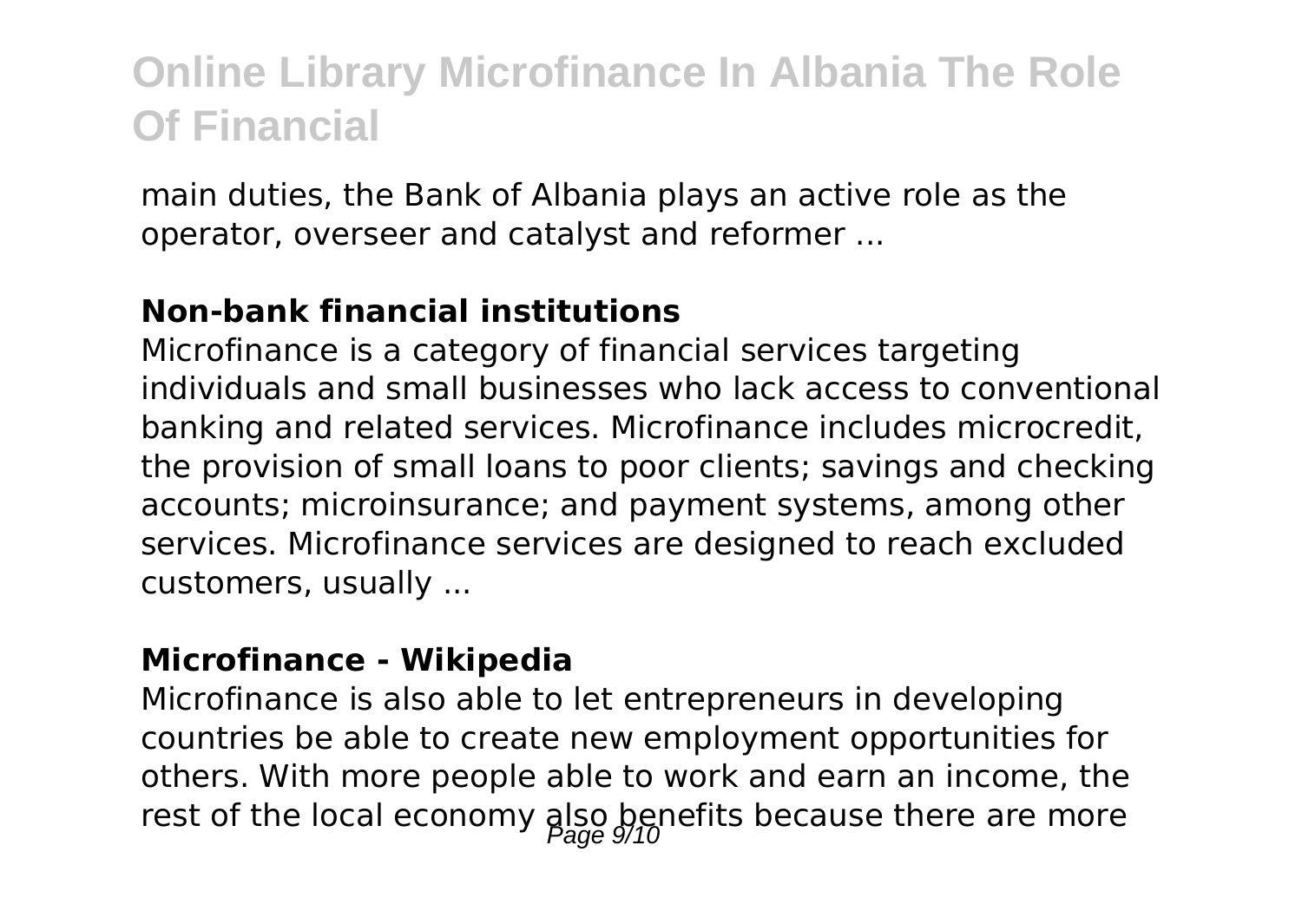main duties, the Bank of Albania plays an active role as the operator, overseer and catalyst and reformer ...

**Non-bank financial institutions**

Microfinance is a category of financial services targeting individuals and small businesses who lack access to conventional banking and related services. Microfinance includes microcredit, the provision of small loans to poor clients; savings and checking accounts; microinsurance; and payment systems, among other services. Microfinance services are designed to reach excluded customers, usually ...

**Microfinance - Wikipedia**

Microfinance is also able to let entrepreneurs in developing countries be able to create new employment opportunities for others. With more people able to work and earn an income, the rest of the local economy also benefits because there are more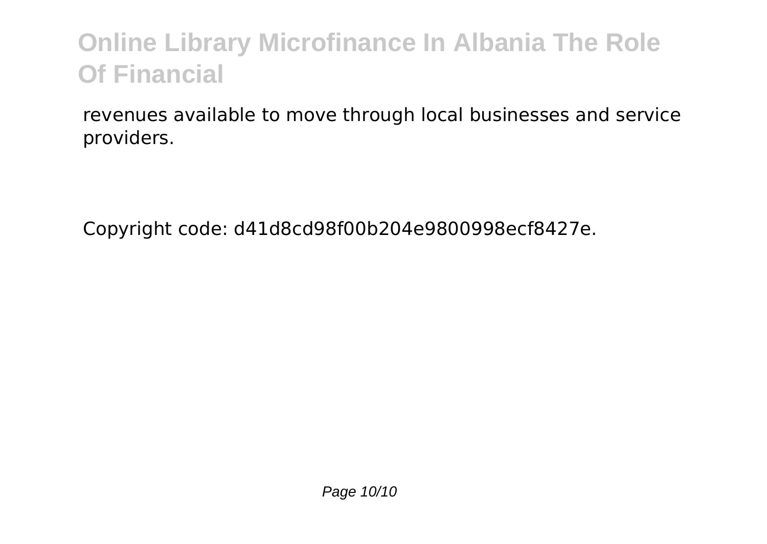revenues available to move through local businesses and service providers.

Copyright code: d41d8cd98f00b204e9800998ecf8427e.